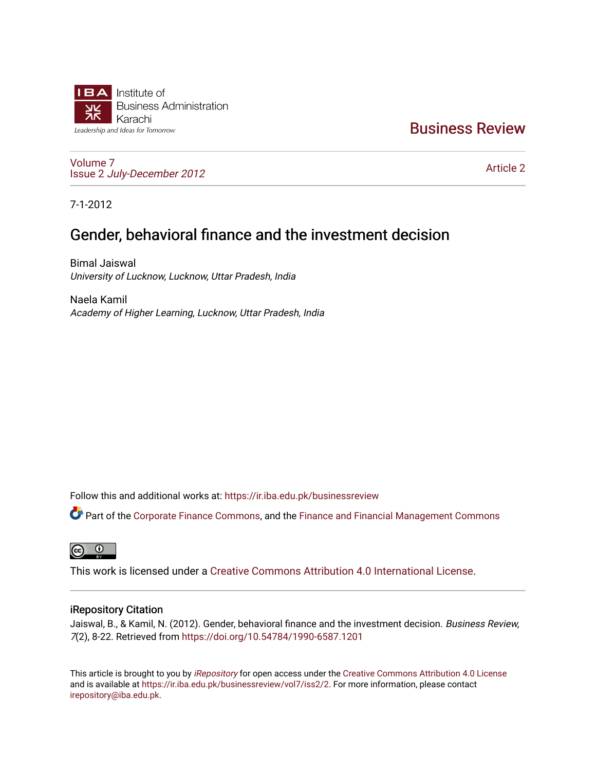Institute of Business Administration Karachi

Leadership and Ideas for Tomorrow

# Business Review

Volume 7
Issue 2 *July-December 2012*

Article 2

7-1-2012

## Gender, behavioral finance and the investment decision

Bimal Jaiswal
*University of Lucknow, Lucknow, Uttar Pradesh, India*

Naela Kamil
*Academy of Higher Learning, Lucknow, Uttar Pradesh, India*

Follow this and additional works at: https://ir.iba.edu.pk/businessreview

Part of the Corporate Finance Commons, and the Finance and Financial Management Commons

This work is licensed under a Creative Commons Attribution 4.0 International License.

### iRepository Citation

Jaiswal, B., & Kamil, N. (2012). Gender, behavioral finance and the investment decision. *Business Review, 7*(2), 8-22. Retrieved from https://doi.org/10.54784/1990-6587.1201

This article is brought to you by *iRepository* for open access under the Creative Commons Attribution 4.0 License and is available at https://ir.iba.edu.pk/businessreview/vol7/iss2/2. For more information, please contact irepository@iba.edu.pk.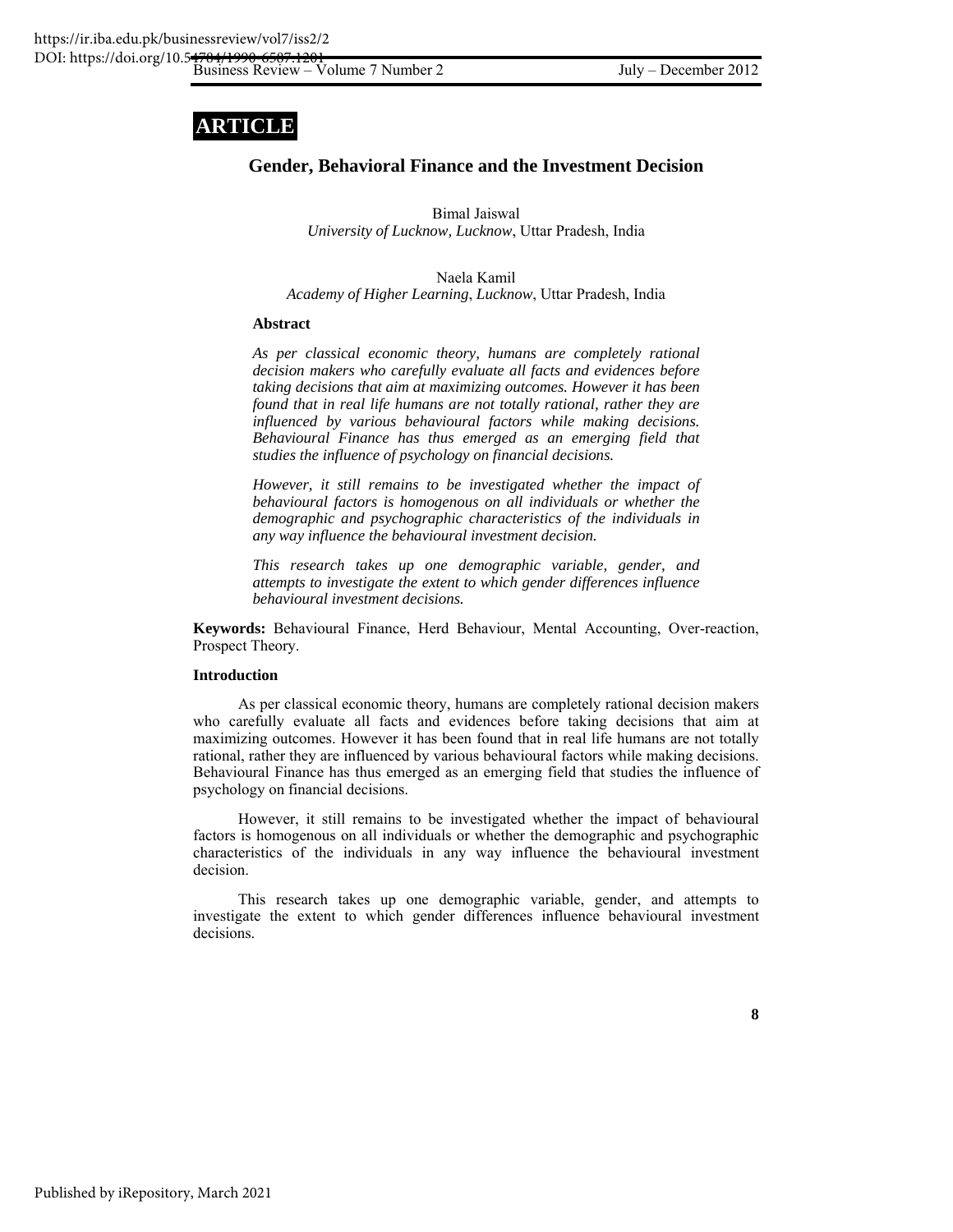**ARTICLE**

# Gender, Behavioral Finance and the Investment Decision

Bimal Jaiswal
*University of Lucknow, Lucknow*, Uttar Pradesh, India

Naela Kamil
*Academy of Higher Learning*, *Lucknow*, Uttar Pradesh, India

**Abstract**

*As per classical economic theory, humans are completely rational decision makers who carefully evaluate all facts and evidences before taking decisions that aim at maximizing outcomes. However it has been found that in real life humans are not totally rational, rather they are influenced by various behavioural factors while making decisions. Behavioural Finance has thus emerged as an emerging field that studies the influence of psychology on financial decisions.*

*However, it still remains to be investigated whether the impact of behavioural factors is homogenous on all individuals or whether the demographic and psychographic characteristics of the individuals in any way influence the behavioural investment decision.*

*This research takes up one demographic variable, gender, and attempts to investigate the extent to which gender differences influence behavioural investment decisions.*

**Keywords:** Behavioural Finance, Herd Behaviour, Mental Accounting, Over-reaction, Prospect Theory.

## Introduction

As per classical economic theory, humans are completely rational decision makers who carefully evaluate all facts and evidences before taking decisions that aim at maximizing outcomes. However it has been found that in real life humans are not totally rational, rather they are influenced by various behavioural factors while making decisions. Behavioural Finance has thus emerged as an emerging field that studies the influence of psychology on financial decisions.

However, it still remains to be investigated whether the impact of behavioural factors is homogenous on all individuals or whether the demographic and psychographic characteristics of the individuals in any way influence the behavioural investment decision.

This research takes up one demographic variable, gender, and attempts to investigate the extent to which gender differences influence behavioural investment decisions.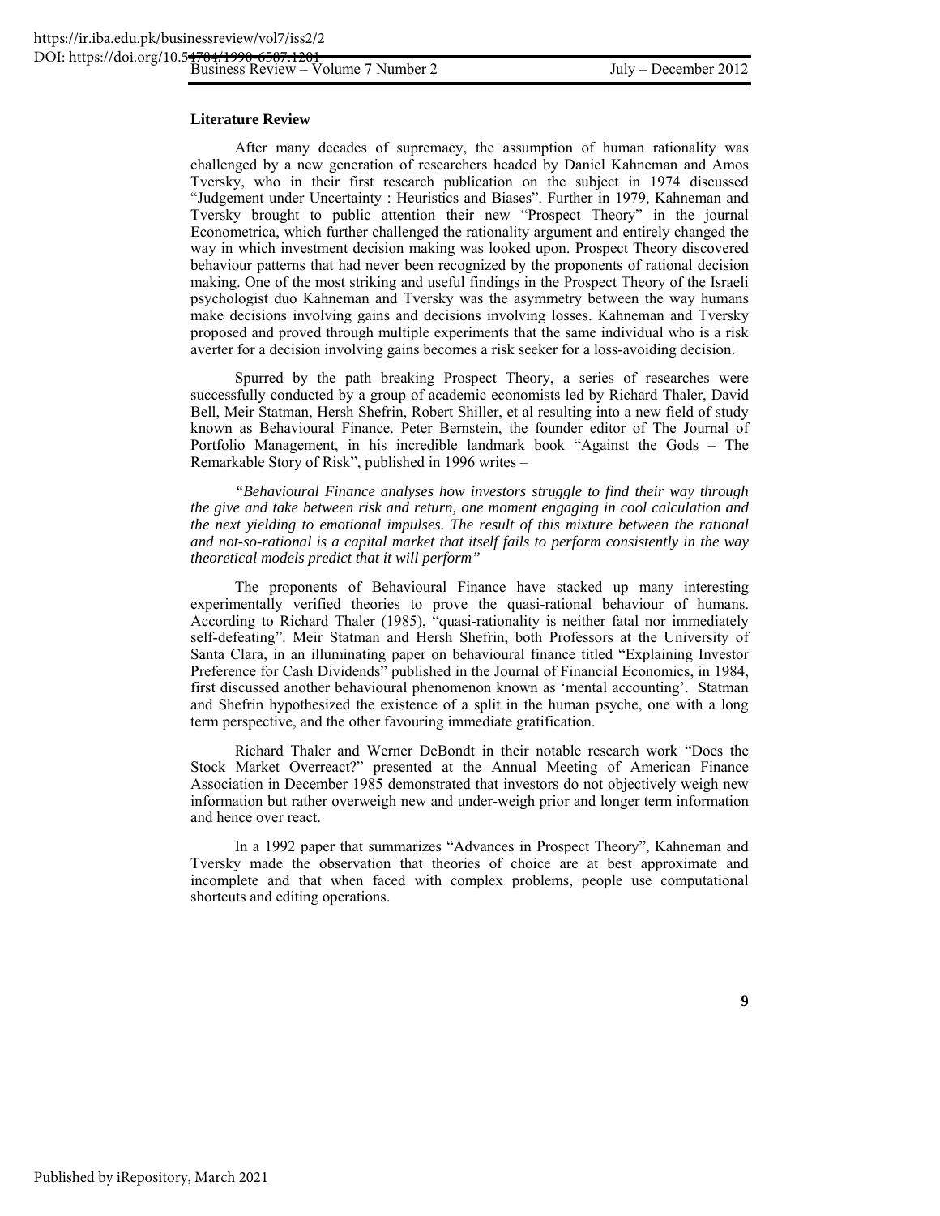### Literature Review

After many decades of supremacy, the assumption of human rationality was challenged by a new generation of researchers headed by Daniel Kahneman and Amos Tversky, who in their first research publication on the subject in 1974 discussed "Judgement under Uncertainty : Heuristics and Biases". Further in 1979, Kahneman and Tversky brought to public attention their new "Prospect Theory" in the journal Econometrica, which further challenged the rationality argument and entirely changed the way in which investment decision making was looked upon. Prospect Theory discovered behaviour patterns that had never been recognized by the proponents of rational decision making. One of the most striking and useful findings in the Prospect Theory of the Israeli psychologist duo Kahneman and Tversky was the asymmetry between the way humans make decisions involving gains and decisions involving losses. Kahneman and Tversky proposed and proved through multiple experiments that the same individual who is a risk averter for a decision involving gains becomes a risk seeker for a loss-avoiding decision.

Spurred by the path breaking Prospect Theory, a series of researches were successfully conducted by a group of academic economists led by Richard Thaler, David Bell, Meir Statman, Hersh Shefrin, Robert Shiller, et al resulting into a new field of study known as Behavioural Finance. Peter Bernstein, the founder editor of The Journal of Portfolio Management, in his incredible landmark book "Against the Gods – The Remarkable Story of Risk", published in 1996 writes –

*"Behavioural Finance analyses how investors struggle to find their way through the give and take between risk and return, one moment engaging in cool calculation and the next yielding to emotional impulses. The result of this mixture between the rational and not-so-rational is a capital market that itself fails to perform consistently in the way theoretical models predict that it will perform"*

The proponents of Behavioural Finance have stacked up many interesting experimentally verified theories to prove the quasi-rational behaviour of humans. According to Richard Thaler (1985), "quasi-rationality is neither fatal nor immediately self-defeating". Meir Statman and Hersh Shefrin, both Professors at the University of Santa Clara, in an illuminating paper on behavioural finance titled "Explaining Investor Preference for Cash Dividends" published in the Journal of Financial Economics, in 1984, first discussed another behavioural phenomenon known as 'mental accounting'. Statman and Shefrin hypothesized the existence of a split in the human psyche, one with a long term perspective, and the other favouring immediate gratification.

Richard Thaler and Werner DeBondt in their notable research work "Does the Stock Market Overreact?" presented at the Annual Meeting of American Finance Association in December 1985 demonstrated that investors do not objectively weigh new information but rather overweigh new and under-weigh prior and longer term information and hence over react.

In a 1992 paper that summarizes "Advances in Prospect Theory", Kahneman and Tversky made the observation that theories of choice are at best approximate and incomplete and that when faced with complex problems, people use computational shortcuts and editing operations.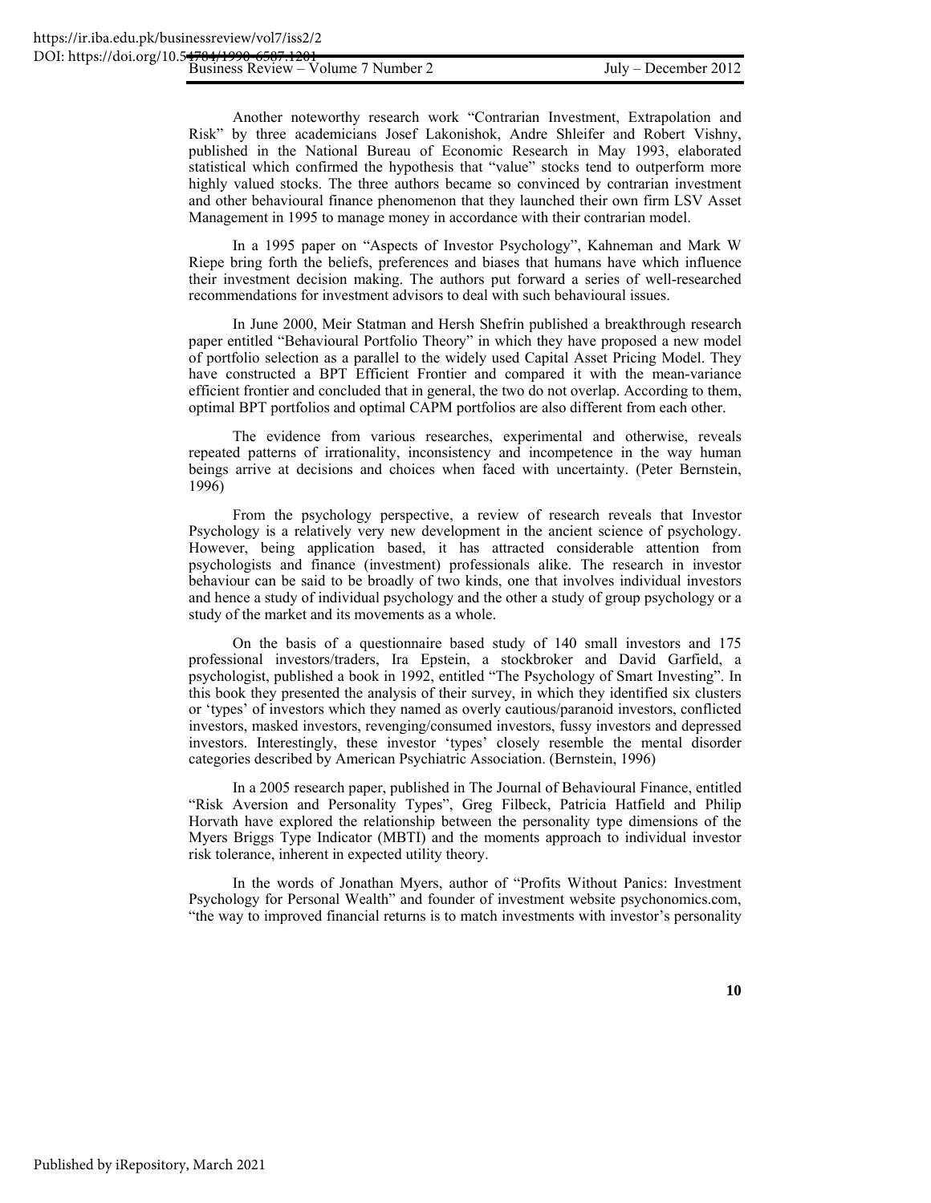Another noteworthy research work "Contrarian Investment, Extrapolation and Risk" by three academicians Josef Lakonishok, Andre Shleifer and Robert Vishny, published in the National Bureau of Economic Research in May 1993, elaborated statistical which confirmed the hypothesis that "value" stocks tend to outperform more highly valued stocks. The three authors became so convinced by contrarian investment and other behavioural finance phenomenon that they launched their own firm LSV Asset Management in 1995 to manage money in accordance with their contrarian model.

In a 1995 paper on "Aspects of Investor Psychology", Kahneman and Mark W Riepe bring forth the beliefs, preferences and biases that humans have which influence their investment decision making. The authors put forward a series of well-researched recommendations for investment advisors to deal with such behavioural issues.

In June 2000, Meir Statman and Hersh Shefrin published a breakthrough research paper entitled "Behavioural Portfolio Theory" in which they have proposed a new model of portfolio selection as a parallel to the widely used Capital Asset Pricing Model. They have constructed a BPT Efficient Frontier and compared it with the mean-variance efficient frontier and concluded that in general, the two do not overlap. According to them, optimal BPT portfolios and optimal CAPM portfolios are also different from each other.

The evidence from various researches, experimental and otherwise, reveals repeated patterns of irrationality, inconsistency and incompetence in the way human beings arrive at decisions and choices when faced with uncertainty. (Peter Bernstein, 1996)

From the psychology perspective, a review of research reveals that Investor Psychology is a relatively very new development in the ancient science of psychology. However, being application based, it has attracted considerable attention from psychologists and finance (investment) professionals alike. The research in investor behaviour can be said to be broadly of two kinds, one that involves individual investors and hence a study of individual psychology and the other a study of group psychology or a study of the market and its movements as a whole.

On the basis of a questionnaire based study of 140 small investors and 175 professional investors/traders, Ira Epstein, a stockbroker and David Garfield, a psychologist, published a book in 1992, entitled "The Psychology of Smart Investing". In this book they presented the analysis of their survey, in which they identified six clusters or 'types' of investors which they named as overly cautious/paranoid investors, conflicted investors, masked investors, revenging/consumed investors, fussy investors and depressed investors. Interestingly, these investor 'types' closely resemble the mental disorder categories described by American Psychiatric Association. (Bernstein, 1996)

In a 2005 research paper, published in The Journal of Behavioural Finance, entitled "Risk Aversion and Personality Types", Greg Filbeck, Patricia Hatfield and Philip Horvath have explored the relationship between the personality type dimensions of the Myers Briggs Type Indicator (MBTI) and the moments approach to individual investor risk tolerance, inherent in expected utility theory.

In the words of Jonathan Myers, author of "Profits Without Panics: Investment Psychology for Personal Wealth" and founder of investment website psychonomics.com, "the way to improved financial returns is to match investments with investor's personality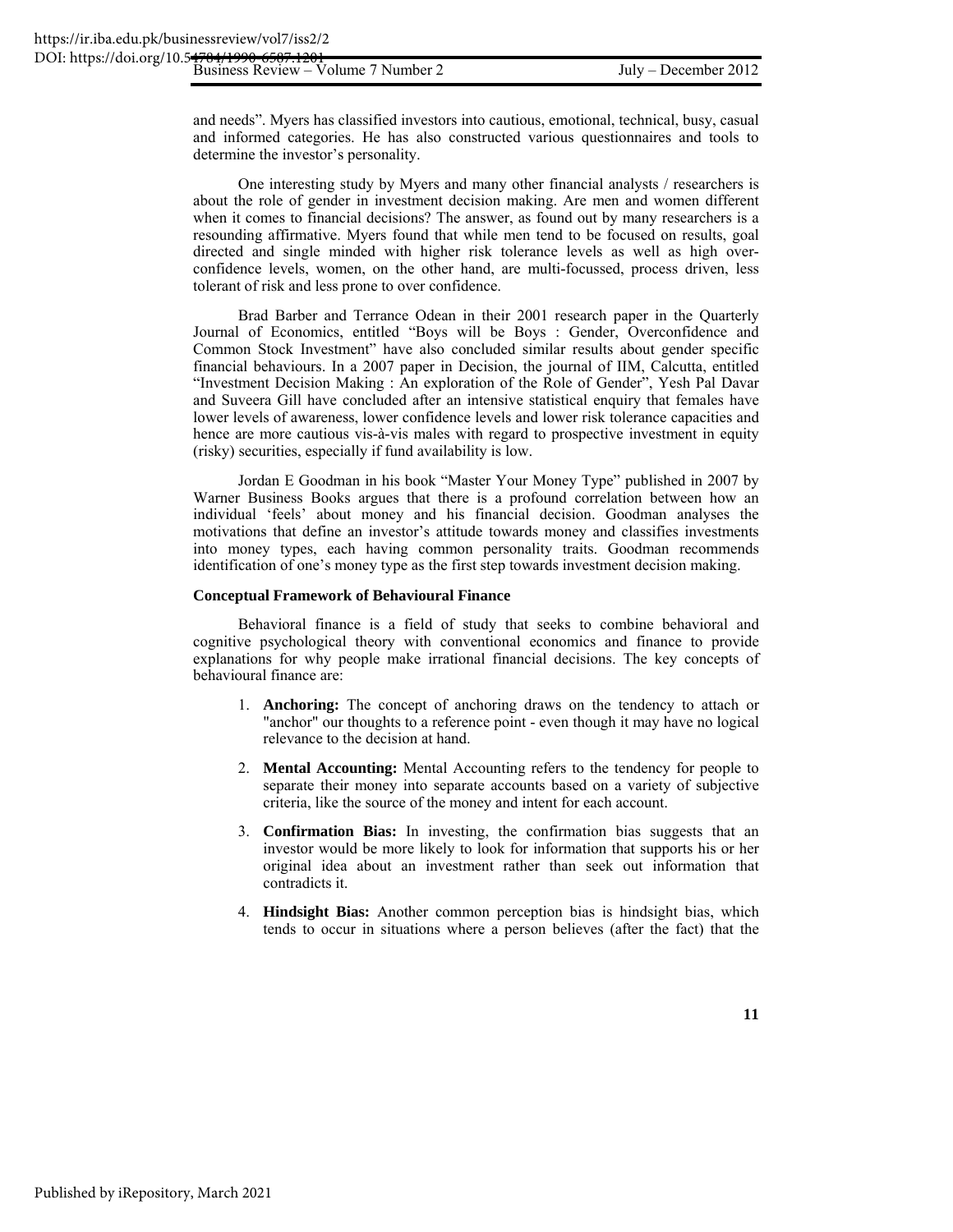and needs". Myers has classified investors into cautious, emotional, technical, busy, casual and informed categories. He has also constructed various questionnaires and tools to determine the investor's personality.

One interesting study by Myers and many other financial analysts / researchers is about the role of gender in investment decision making. Are men and women different when it comes to financial decisions? The answer, as found out by many researchers is a resounding affirmative. Myers found that while men tend to be focused on results, goal directed and single minded with higher risk tolerance levels as well as high over-confidence levels, women, on the other hand, are multi-focussed, process driven, less tolerant of risk and less prone to over confidence.

Brad Barber and Terrance Odean in their 2001 research paper in the Quarterly Journal of Economics, entitled "Boys will be Boys : Gender, Overconfidence and Common Stock Investment" have also concluded similar results about gender specific financial behaviours. In a 2007 paper in Decision, the journal of IIM, Calcutta, entitled "Investment Decision Making : An exploration of the Role of Gender", Yesh Pal Davar and Suveera Gill have concluded after an intensive statistical enquiry that females have lower levels of awareness, lower confidence levels and lower risk tolerance capacities and hence are more cautious vis-à-vis males with regard to prospective investment in equity (risky) securities, especially if fund availability is low.

Jordan E Goodman in his book "Master Your Money Type" published in 2007 by Warner Business Books argues that there is a profound correlation between how an individual 'feels' about money and his financial decision. Goodman analyses the motivations that define an investor's attitude towards money and classifies investments into money types, each having common personality traits. Goodman recommends identification of one's money type as the first step towards investment decision making.

**Conceptual Framework of Behavioural Finance**

Behavioral finance is a field of study that seeks to combine behavioral and cognitive psychological theory with conventional economics and finance to provide explanations for why people make irrational financial decisions. The key concepts of behavioural finance are:

1. **Anchoring:** The concept of anchoring draws on the tendency to attach or "anchor" our thoughts to a reference point - even though it may have no logical relevance to the decision at hand.

2. **Mental Accounting:** Mental Accounting refers to the tendency for people to separate their money into separate accounts based on a variety of subjective criteria, like the source of the money and intent for each account.

3. **Confirmation Bias:** In investing, the confirmation bias suggests that an investor would be more likely to look for information that supports his or her original idea about an investment rather than seek out information that contradicts it.

4. **Hindsight Bias:** Another common perception bias is hindsight bias, which tends to occur in situations where a person believes (after the fact) that the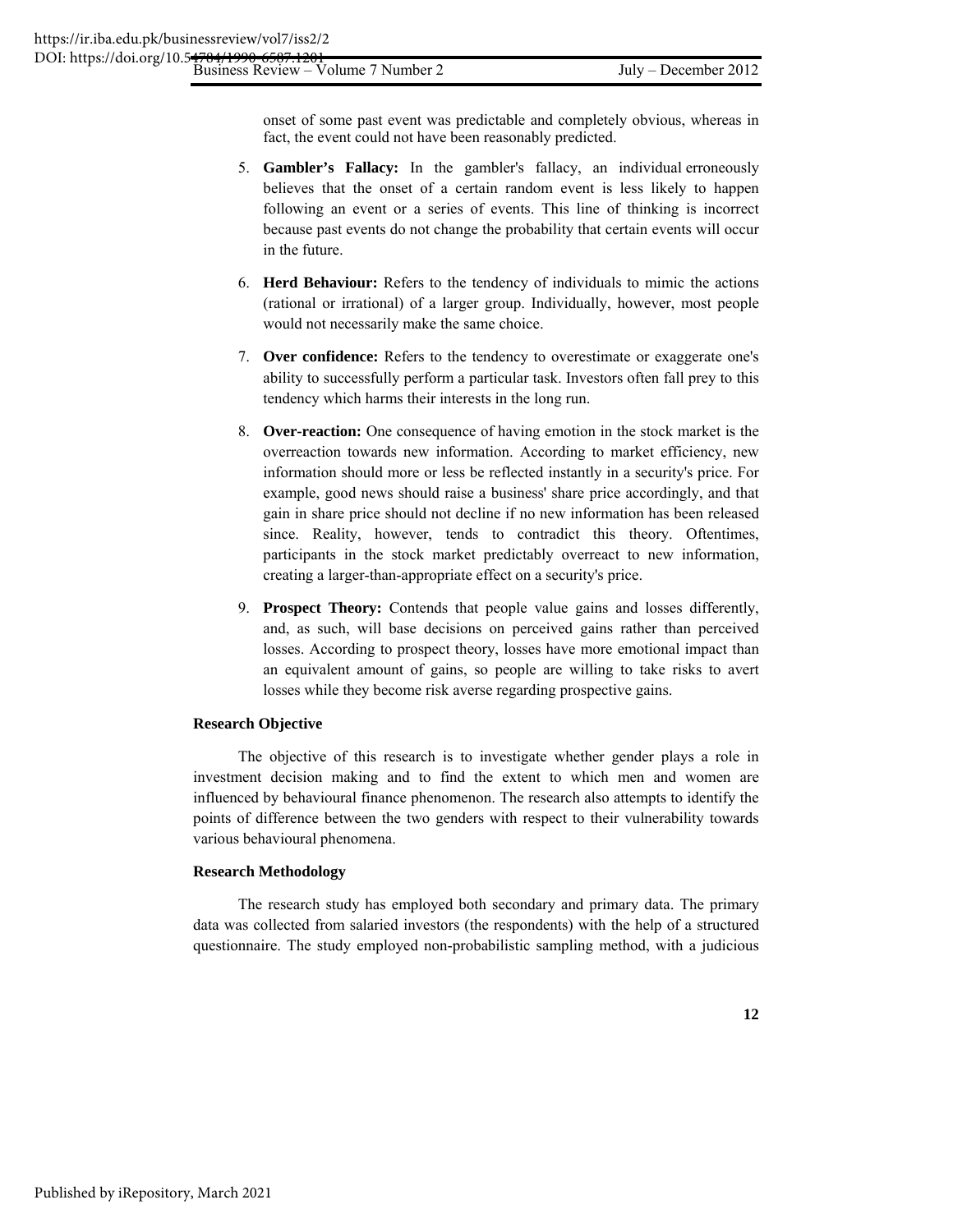onset of some past event was predictable and completely obvious, whereas in fact, the event could not have been reasonably predicted.

5. **Gambler's Fallacy:** In the gambler's fallacy, an individual erroneously believes that the onset of a certain random event is less likely to happen following an event or a series of events. This line of thinking is incorrect because past events do not change the probability that certain events will occur in the future.

6. **Herd Behaviour:** Refers to the tendency of individuals to mimic the actions (rational or irrational) of a larger group. Individually, however, most people would not necessarily make the same choice.

7. **Over confidence:** Refers to the tendency to overestimate or exaggerate one's ability to successfully perform a particular task. Investors often fall prey to this tendency which harms their interests in the long run.

8. **Over-reaction:** One consequence of having emotion in the stock market is the overreaction towards new information. According to market efficiency, new information should more or less be reflected instantly in a security's price. For example, good news should raise a business' share price accordingly, and that gain in share price should not decline if no new information has been released since. Reality, however, tends to contradict this theory. Oftentimes, participants in the stock market predictably overreact to new information, creating a larger-than-appropriate effect on a security's price.

9. **Prospect Theory:** Contends that people value gains and losses differently, and, as such, will base decisions on perceived gains rather than perceived losses. According to prospect theory, losses have more emotional impact than an equivalent amount of gains, so people are willing to take risks to avert losses while they become risk averse regarding prospective gains.

### Research Objective

The objective of this research is to investigate whether gender plays a role in investment decision making and to find the extent to which men and women are influenced by behavioural finance phenomenon. The research also attempts to identify the points of difference between the two genders with respect to their vulnerability towards various behavioural phenomena.

### Research Methodology

The research study has employed both secondary and primary data. The primary data was collected from salaried investors (the respondents) with the help of a structured questionnaire. The study employed non-probabilistic sampling method, with a judicious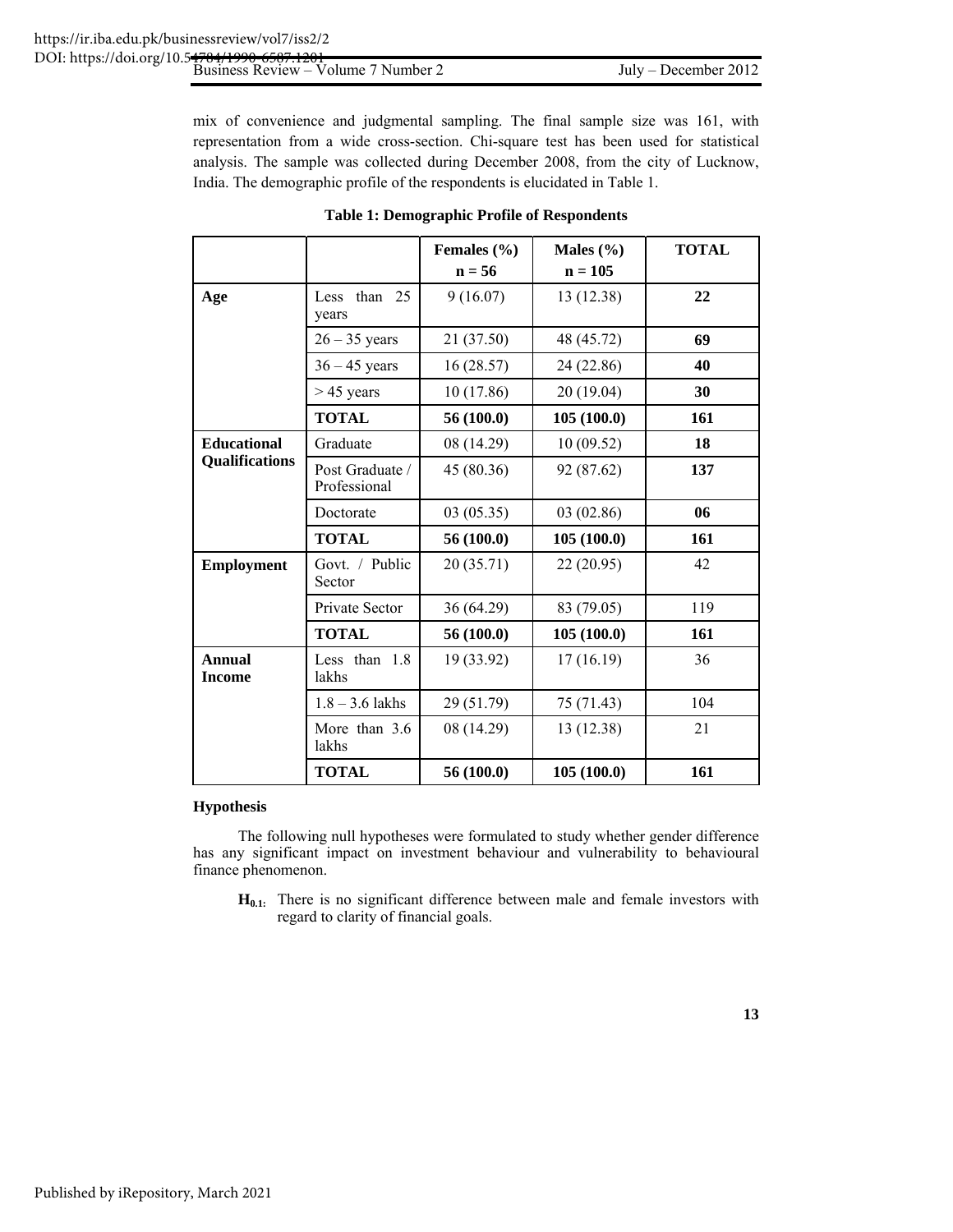mix of convenience and judgmental sampling. The final sample size was 161, with representation from a wide cross-section. Chi-square test has been used for statistical analysis. The sample was collected during December 2008, from the city of Lucknow, India. The demographic profile of the respondents is elucidated in Table 1.

**Table 1: Demographic Profile of Respondents**

| | | Females (%) n = 56 | Males (%) n = 105 | TOTAL |
|---|---|---|---|---|
| **Age** | Less than 25 years | 9 (16.07) | 13 (12.38) | **22** |
| | 26 – 35 years | 21 (37.50) | 48 (45.72) | **69** |
| | 36 – 45 years | 16 (28.57) | 24 (22.86) | **40** |
| | > 45 years | 10 (17.86) | 20 (19.04) | **30** |
| | **TOTAL** | **56 (100.0)** | **105 (100.0)** | **161** |
| **Educational Qualifications** | Graduate | 08 (14.29) | 10 (09.52) | **18** |
| | Post Graduate / Professional | 45 (80.36) | 92 (87.62) | **137** |
| | Doctorate | 03 (05.35) | 03 (02.86) | **06** |
| | **TOTAL** | **56 (100.0)** | **105 (100.0)** | **161** |
| **Employment** | Govt. / Public Sector | 20 (35.71) | 22 (20.95) | 42 |
| | Private Sector | 36 (64.29) | 83 (79.05) | 119 |
| | **TOTAL** | **56 (100.0)** | **105 (100.0)** | **161** |
| **Annual Income** | Less than 1.8 lakhs | 19 (33.92) | 17 (16.19) | 36 |
| | 1.8 – 3.6 lakhs | 29 (51.79) | 75 (71.43) | 104 |
| | More than 3.6 lakhs | 08 (14.29) | 13 (12.38) | 21 |
| | **TOTAL** | **56 (100.0)** | **105 (100.0)** | **161** |

**Hypothesis**

The following null hypotheses were formulated to study whether gender difference has any significant impact on investment behaviour and vulnerability to behavioural finance phenomenon.

**$H_{0.1}$:** There is no significant difference between male and female investors with regard to clarity of financial goals.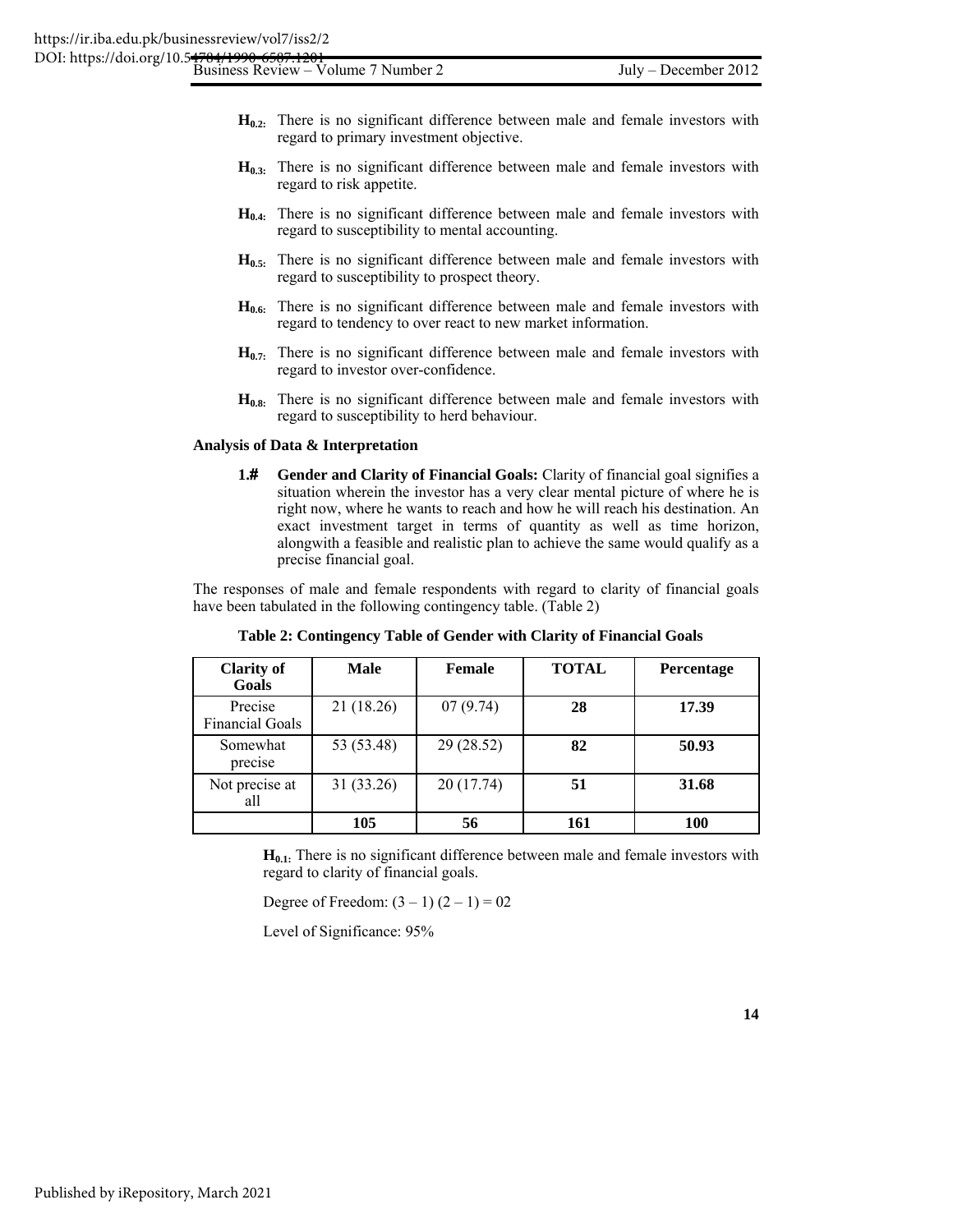**$H_{0.2}$:** There is no significant difference between male and female investors with regard to primary investment objective.

**$H_{0.3}$:** There is no significant difference between male and female investors with regard to risk appetite.

**$H_{0.4}$:** There is no significant difference between male and female investors with regard to susceptibility to mental accounting.

**$H_{0.5}$:** There is no significant difference between male and female investors with regard to susceptibility to prospect theory.

**$H_{0.6}$:** There is no significant difference between male and female investors with regard to tendency to over react to new market information.

**$H_{0.7}$:** There is no significant difference between male and female investors with regard to investor over-confidence.

**$H_{0.8}$:** There is no significant difference between male and female investors with regard to susceptibility to herd behaviour.

**Analysis of Data & Interpretation**

**1.# Gender and Clarity of Financial Goals:** Clarity of financial goal signifies a situation wherein the investor has a very clear mental picture of where he is right now, where he wants to reach and how he will reach his destination. An exact investment target in terms of quantity as well as time horizon, alongwith a feasible and realistic plan to achieve the same would qualify as a precise financial goal.

The responses of male and female respondents with regard to clarity of financial goals have been tabulated in the following contingency table. (Table 2)

**Table 2: Contingency Table of Gender with Clarity of Financial Goals**

| Clarity of Goals | Male | Female | TOTAL | Percentage |
|---|---|---|---|---|
| Precise Financial Goals | 21 (18.26) | 07 (9.74) | **28** | **17.39** |
| Somewhat precise | 53 (53.48) | 29 (28.52) | **82** | **50.93** |
| Not precise at all | 31 (33.26) | 20 (17.74) | **51** | **31.68** |
| | **105** | **56** | **161** | **100** |

**$H_{0.1}$:** There is no significant difference between male and female investors with regard to clarity of financial goals.

Degree of Freedom: $(3 - 1)(2 - 1) = 02$

Level of Significance: 95%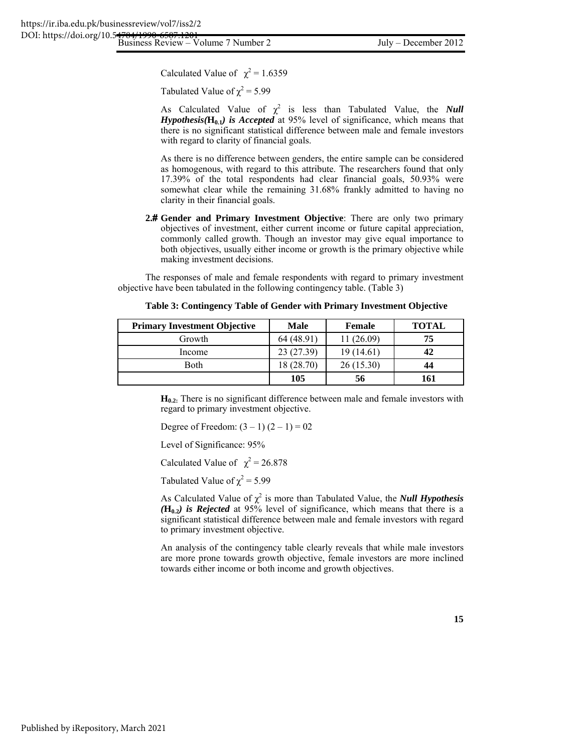Calculated Value of $\chi^2 = 1.6359$

Tabulated Value of $\chi^2 = 5.99$

As Calculated Value of $\chi^2$ is less than Tabulated Value, the ***Null Hypothesis($H_{0.1}$) is Accepted*** at 95% level of significance, which means that there is no significant statistical difference between male and female investors with regard to clarity of financial goals.

As there is no difference between genders, the entire sample can be considered as homogenous, with regard to this attribute. The researchers found that only 17.39% of the total respondents had clear financial goals, 50.93% were somewhat clear while the remaining 31.68% frankly admitted to having no clarity in their financial goals.

**2.# Gender and Primary Investment Objective**: There are only two primary objectives of investment, either current income or future capital appreciation, commonly called growth. Though an investor may give equal importance to both objectives, usually either income or growth is the primary objective while making investment decisions.

The responses of male and female respondents with regard to primary investment objective have been tabulated in the following contingency table. (Table 3)

**Table 3: Contingency Table of Gender with Primary Investment Objective**

| Primary Investment Objective | Male | Female | TOTAL |
|---|---|---|---|
| Growth | 64 (48.91) | 11 (26.09) | **75** |
| Income | 23 (27.39) | 19 (14.61) | **42** |
| Both | 18 (28.70) | 26 (15.30) | **44** |
| | **105** | **56** | **161** |

**$H_{0.2}$:** There is no significant difference between male and female investors with regard to primary investment objective.

Degree of Freedom: $(3 - 1)(2 - 1) = 02$

Level of Significance: 95%

Calculated Value of $\chi^2 = 26.878$

Tabulated Value of $\chi^2 = 5.99$

As Calculated Value of $\chi^2$ is more than Tabulated Value, the ***Null Hypothesis ($H_{0.2}$) is Rejected*** at 95% level of significance, which means that there is a significant statistical difference between male and female investors with regard to primary investment objective.

An analysis of the contingency table clearly reveals that while male investors are more prone towards growth objective, female investors are more inclined towards either income or both income and growth objectives.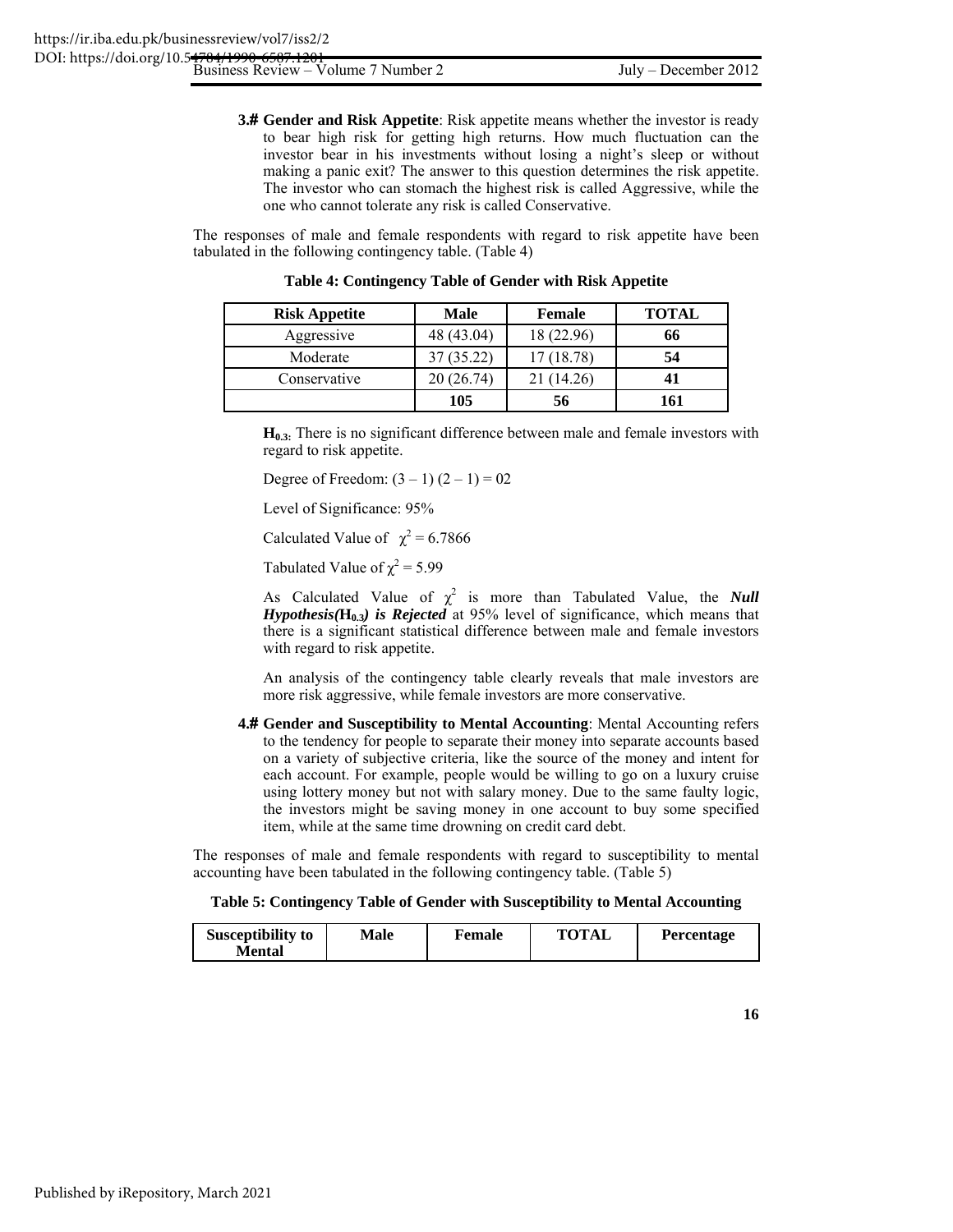**3.# Gender and Risk Appetite**: Risk appetite means whether the investor is ready to bear high risk for getting high returns. How much fluctuation can the investor bear in his investments without losing a night's sleep or without making a panic exit? The answer to this question determines the risk appetite. The investor who can stomach the highest risk is called Aggressive, while the one who cannot tolerate any risk is called Conservative.

The responses of male and female respondents with regard to risk appetite have been tabulated in the following contingency table. (Table 4)

**Table 4: Contingency Table of Gender with Risk Appetite**

| Risk Appetite | Male | Female | TOTAL |
|---|---|---|---|
| Aggressive | 48 (43.04) | 18 (22.96) | **66** |
| Moderate | 37 (35.22) | 17 (18.78) | **54** |
| Conservative | 20 (26.74) | 21 (14.26) | **41** |
| | **105** | **56** | **161** |

**$H_{0.3}$:** There is no significant difference between male and female investors with regard to risk appetite.

Degree of Freedom: (3 – 1) (2 – 1) = 02

Level of Significance: 95%

Calculated Value of $\chi^2 = 6.7866$

Tabulated Value of $\chi^2 = 5.99$

As Calculated Value of $\chi^2$ is more than Tabulated Value, the ***Null Hypothesis($H_{0.3}$) is Rejected*** at 95% level of significance, which means that there is a significant statistical difference between male and female investors with regard to risk appetite.

An analysis of the contingency table clearly reveals that male investors are more risk aggressive, while female investors are more conservative.

**4.# Gender and Susceptibility to Mental Accounting**: Mental Accounting refers to the tendency for people to separate their money into separate accounts based on a variety of subjective criteria, like the source of the money and intent for each account. For example, people would be willing to go on a luxury cruise using lottery money but not with salary money. Due to the same faulty logic, the investors might be saving money in one account to buy some specified item, while at the same time drowning on credit card debt.

The responses of male and female respondents with regard to susceptibility to mental accounting have been tabulated in the following contingency table. (Table 5)

**Table 5: Contingency Table of Gender with Susceptibility to Mental Accounting**

| Susceptibility to Mental | Male | Female | TOTAL | Percentage |
|---|---|---|---|---|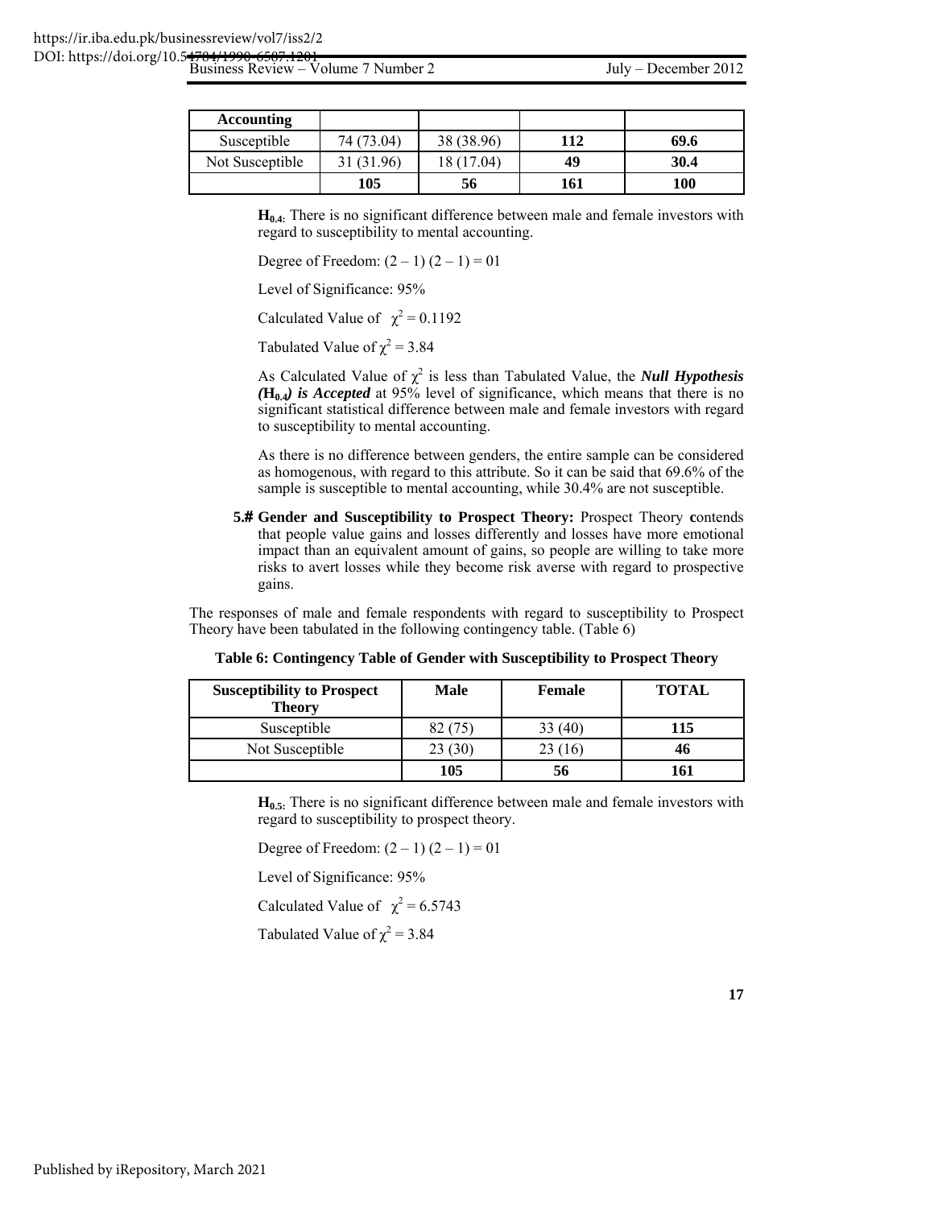| Accounting | | | | |
|---|---|---|---|---|
| Susceptible | 74 (73.04) | 38 (38.96) | **112** | **69.6** |
| Not Susceptible | 31 (31.96) | 18 (17.04) | **49** | **30.4** |
| | **105** | **56** | **161** | **100** |

**$H_{0.4}$:** There is no significant difference between male and female investors with regard to susceptibility to mental accounting.

Degree of Freedom: (2 – 1) (2 – 1) = 01

Level of Significance: 95%

Calculated Value of $\chi^2 = 0.1192$

Tabulated Value of $\chi^2 = 3.84$

As Calculated Value of $\chi^2$ is less than Tabulated Value, the ***Null Hypothesis ($H_{0.4}$) is Accepted*** at 95% level of significance, which means that there is no significant statistical difference between male and female investors with regard to susceptibility to mental accounting.

As there is no difference between genders, the entire sample can be considered as homogenous, with regard to this attribute. So it can be said that 69.6% of the sample is susceptible to mental accounting, while 30.4% are not susceptible.

**5.# Gender and Susceptibility to Prospect Theory:** Prospect Theory **c**ontends that people value gains and losses differently and losses have more emotional impact than an equivalent amount of gains, so people are willing to take more risks to avert losses while they become risk averse with regard to prospective gains.

The responses of male and female respondents with regard to susceptibility to Prospect Theory have been tabulated in the following contingency table. (Table 6)

**Table 6: Contingency Table of Gender with Susceptibility to Prospect Theory**

| Susceptibility to Prospect Theory | Male | Female | TOTAL |
|---|---|---|---|
| Susceptible | 82 (75) | 33 (40) | **115** |
| Not Susceptible | 23 (30) | 23 (16) | **46** |
| | **105** | **56** | **161** |

**$H_{0.5}$:** There is no significant difference between male and female investors with regard to susceptibility to prospect theory.

Degree of Freedom: (2 – 1) (2 – 1) = 01

Level of Significance: 95%

Calculated Value of $\chi^2 = 6.5743$

Tabulated Value of $\chi^2 = 3.84$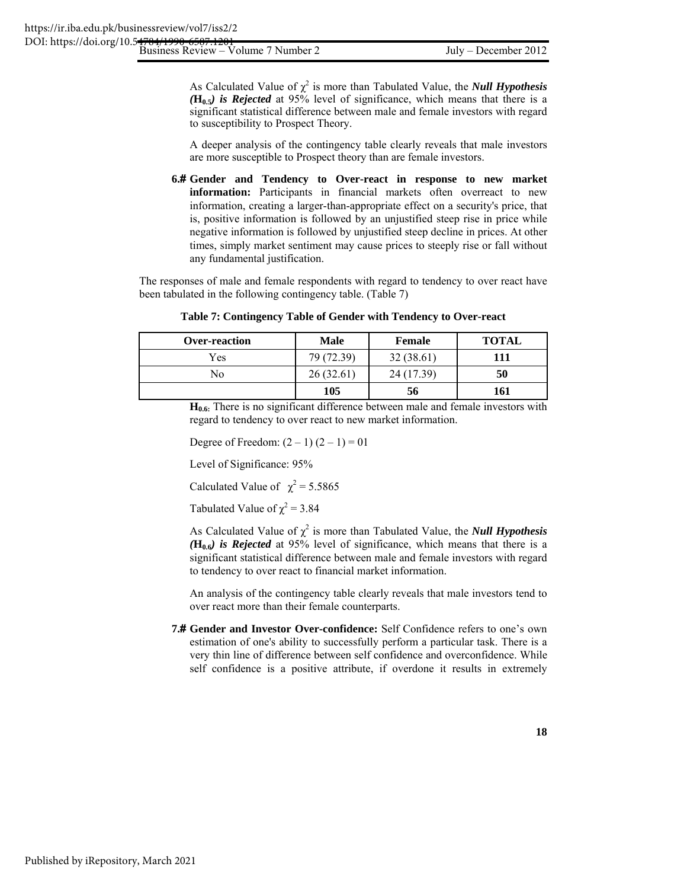As Calculated Value of $\chi^2$ is more than Tabulated Value, the ***Null Hypothesis ($H_{0.5}$) is Rejected*** at 95% level of significance, which means that there is a significant statistical difference between male and female investors with regard to susceptibility to Prospect Theory.

A deeper analysis of the contingency table clearly reveals that male investors are more susceptible to Prospect theory than are female investors.

**6.# Gender and Tendency to Over-react in response to new market information:** Participants in financial markets often overreact to new information, creating a larger-than-appropriate effect on a security's price, that is, positive information is followed by an unjustified steep rise in price while negative information is followed by unjustified steep decline in prices. At other times, simply market sentiment may cause prices to steeply rise or fall without any fundamental justification.

The responses of male and female respondents with regard to tendency to over react have been tabulated in the following contingency table. (Table 7)

**Table 7: Contingency Table of Gender with Tendency to Over-react**

| Over-reaction | Male | Female | TOTAL |
|---|---|---|---|
| Yes | 79 (72.39) | 32 (38.61) | **111** |
| No | 26 (32.61) | 24 (17.39) | **50** |
| | **105** | **56** | **161** |

**$H_{0.6}$:** There is no significant difference between male and female investors with regard to tendency to over react to new market information.

Degree of Freedom: $(2 – 1)(2 – 1) = 01$

Level of Significance: 95%

Calculated Value of $\chi^2 = 5.5865$

Tabulated Value of $\chi^2 = 3.84$

As Calculated Value of $\chi^2$ is more than Tabulated Value, the ***Null Hypothesis ($H_{0.6}$) is Rejected*** at 95% level of significance, which means that there is a significant statistical difference between male and female investors with regard to tendency to over react to financial market information.

An analysis of the contingency table clearly reveals that male investors tend to over react more than their female counterparts.

**7.# Gender and Investor Over-confidence:** Self Confidence refers to one's own estimation of one's ability to successfully perform a particular task. There is a very thin line of difference between self confidence and overconfidence. While self confidence is a positive attribute, if overdone it results in extremely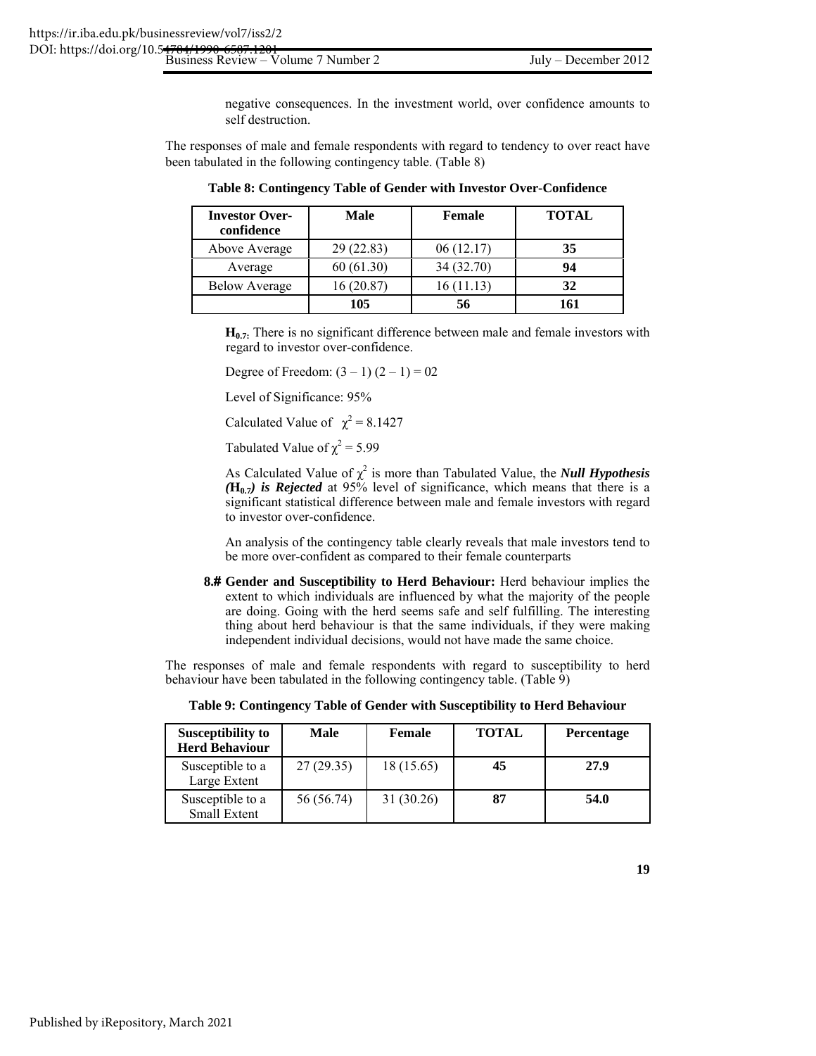negative consequences. In the investment world, over confidence amounts to self destruction.

The responses of male and female respondents with regard to tendency to over react have been tabulated in the following contingency table. (Table 8)

**Table 8: Contingency Table of Gender with Investor Over-Confidence**

| Investor Over-confidence | Male | Female | TOTAL |
|---|---|---|---|
| Above Average | 29 (22.83) | 06 (12.17) | **35** |
| Average | 60 (61.30) | 34 (32.70) | **94** |
| Below Average | 16 (20.87) | 16 (11.13) | **32** |
| | **105** | **56** | **161** |

**$H_{0.7}$:** There is no significant difference between male and female investors with regard to investor over-confidence.

Degree of Freedom: $(3 - 1)(2 - 1) = 02$

Level of Significance: 95%

Calculated Value of $\chi^2 = 8.1427$

Tabulated Value of $\chi^2 = 5.99$

As Calculated Value of $\chi^2$ is more than Tabulated Value, the ***Null Hypothesis ($H_{0.7}$) is Rejected*** at 95% level of significance, which means that there is a significant statistical difference between male and female investors with regard to investor over-confidence.

An analysis of the contingency table clearly reveals that male investors tend to be more over-confident as compared to their female counterparts

**8.# Gender and Susceptibility to Herd Behaviour:** Herd behaviour implies the extent to which individuals are influenced by what the majority of the people are doing. Going with the herd seems safe and self fulfilling. The interesting thing about herd behaviour is that the same individuals, if they were making independent individual decisions, would not have made the same choice.

The responses of male and female respondents with regard to susceptibility to herd behaviour have been tabulated in the following contingency table. (Table 9)

**Table 9: Contingency Table of Gender with Susceptibility to Herd Behaviour**

| Susceptibility to Herd Behaviour | Male | Female | TOTAL | Percentage |
|---|---|---|---|---|
| Susceptible to a Large Extent | 27 (29.35) | 18 (15.65) | **45** | **27.9** |
| Susceptible to a Small Extent | 56 (56.74) | 31 (30.26) | **87** | **54.0** |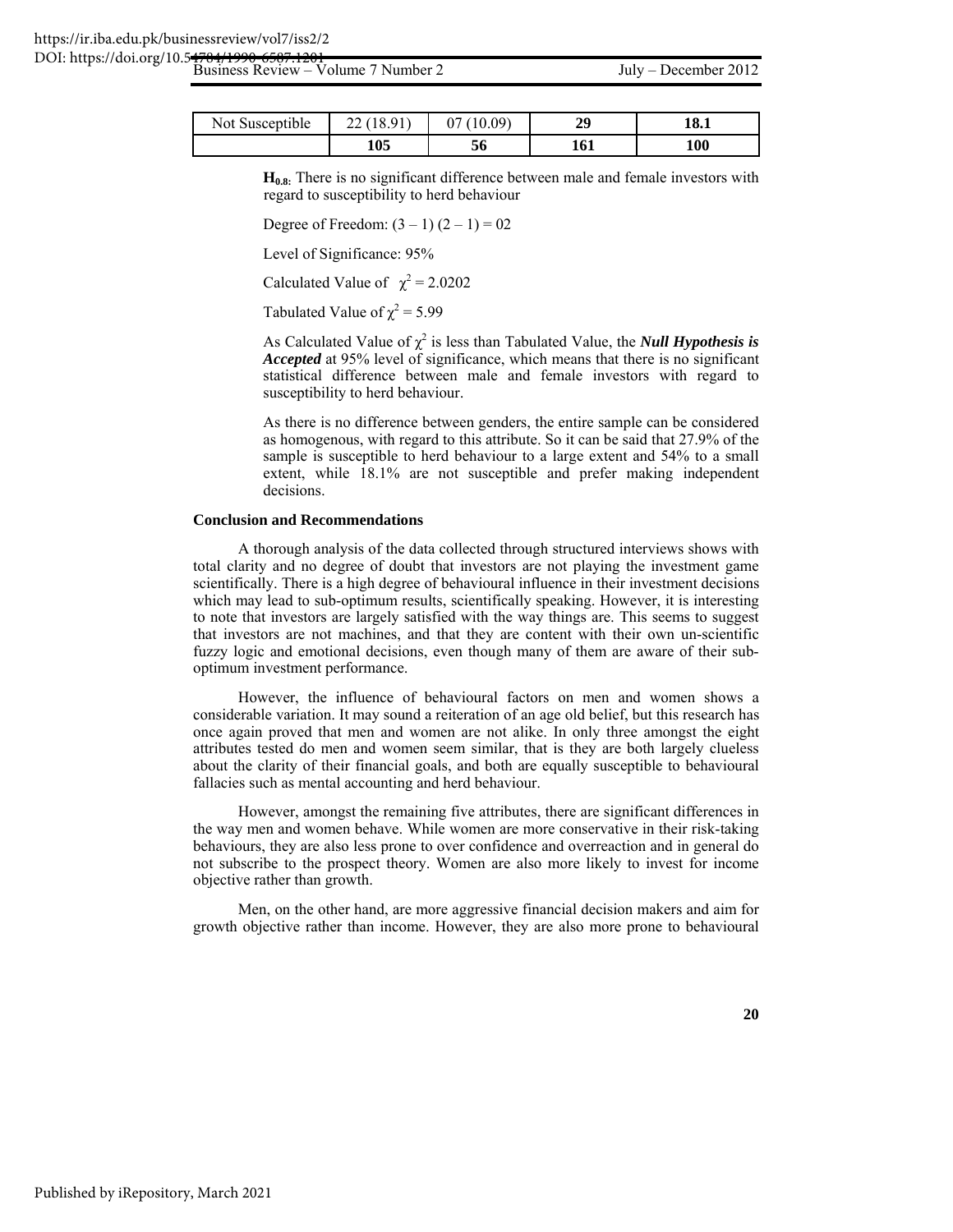| Not Susceptible | 22 (18.91) | 07 (10.09) | **29** | **18.1** |
|---|---|---|---|---|
| | **105** | **56** | **161** | **100** |

**$H_{0.8}$:** There is no significant difference between male and female investors with regard to susceptibility to herd behaviour

Degree of Freedom: (3 – 1) (2 – 1) = 02

Level of Significance: 95%

Calculated Value of $\chi^2$ = 2.0202

Tabulated Value of $\chi^2$ = 5.99

As Calculated Value of $\chi^2$ is less than Tabulated Value, the ***Null Hypothesis is Accepted*** at 95% level of significance, which means that there is no significant statistical difference between male and female investors with regard to susceptibility to herd behaviour.

As there is no difference between genders, the entire sample can be considered as homogenous, with regard to this attribute. So it can be said that 27.9% of the sample is susceptible to herd behaviour to a large extent and 54% to a small extent, while 18.1% are not susceptible and prefer making independent decisions.

**Conclusion and Recommendations**

A thorough analysis of the data collected through structured interviews shows with total clarity and no degree of doubt that investors are not playing the investment game scientifically. There is a high degree of behavioural influence in their investment decisions which may lead to sub-optimum results, scientifically speaking. However, it is interesting to note that investors are largely satisfied with the way things are. This seems to suggest that investors are not machines, and that they are content with their own un-scientific fuzzy logic and emotional decisions, even though many of them are aware of their sub-optimum investment performance.

However, the influence of behavioural factors on men and women shows a considerable variation. It may sound a reiteration of an age old belief, but this research has once again proved that men and women are not alike. In only three amongst the eight attributes tested do men and women seem similar, that is they are both largely clueless about the clarity of their financial goals, and both are equally susceptible to behavioural fallacies such as mental accounting and herd behaviour.

However, amongst the remaining five attributes, there are significant differences in the way men and women behave. While women are more conservative in their risk-taking behaviours, they are also less prone to over confidence and overreaction and in general do not subscribe to the prospect theory. Women are also more likely to invest for income objective rather than growth.

Men, on the other hand, are more aggressive financial decision makers and aim for growth objective rather than income. However, they are also more prone to behavioural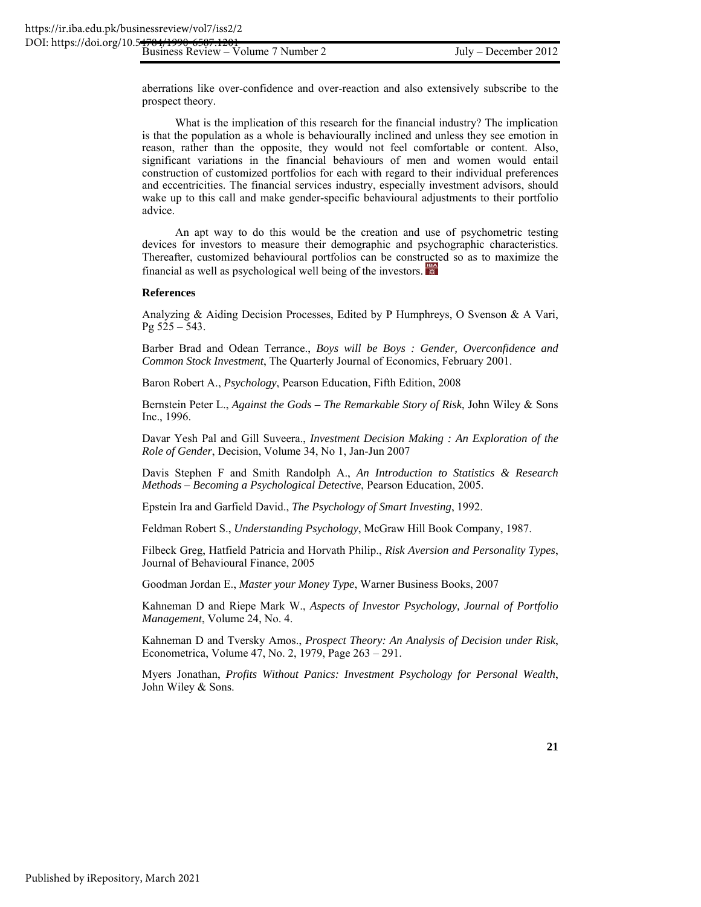aberrations like over-confidence and over-reaction and also extensively subscribe to the prospect theory.

What is the implication of this research for the financial industry? The implication is that the population as a whole is behaviourally inclined and unless they see emotion in reason, rather than the opposite, they would not feel comfortable or content. Also, significant variations in the financial behaviours of men and women would entail construction of customized portfolios for each with regard to their individual preferences and eccentricities. The financial services industry, especially investment advisors, should wake up to this call and make gender-specific behavioural adjustments to their portfolio advice.

An apt way to do this would be the creation and use of psychometric testing devices for investors to measure their demographic and psychographic characteristics. Thereafter, customized behavioural portfolios can be constructed so as to maximize the financial as well as psychological well being of the investors.

**References**

Analyzing & Aiding Decision Processes, Edited by P Humphreys, O Svenson & A Vari, Pg 525 – 543.

Barber Brad and Odean Terrance., *Boys will be Boys : Gender, Overconfidence and Common Stock Investment*, The Quarterly Journal of Economics, February 2001.

Baron Robert A., *Psychology*, Pearson Education, Fifth Edition, 2008

Bernstein Peter L., *Against the Gods – The Remarkable Story of Risk*, John Wiley & Sons Inc., 1996.

Davar Yesh Pal and Gill Suveera., *Investment Decision Making : An Exploration of the Role of Gender*, Decision, Volume 34, No 1, Jan-Jun 2007

Davis Stephen F and Smith Randolph A., *An Introduction to Statistics & Research Methods – Becoming a Psychological Detective*, Pearson Education, 2005.

Epstein Ira and Garfield David., *The Psychology of Smart Investing*, 1992.

Feldman Robert S., *Understanding Psychology*, McGraw Hill Book Company, 1987.

Filbeck Greg, Hatfield Patricia and Horvath Philip., *Risk Aversion and Personality Types*, Journal of Behavioural Finance, 2005

Goodman Jordan E., *Master your Money Type*, Warner Business Books, 2007

Kahneman D and Riepe Mark W., *Aspects of Investor Psychology, Journal of Portfolio Management*, Volume 24, No. 4.

Kahneman D and Tversky Amos., *Prospect Theory: An Analysis of Decision under Risk*, Econometrica, Volume 47, No. 2, 1979, Page 263 – 291.

Myers Jonathan, *Profits Without Panics: Investment Psychology for Personal Wealth*, John Wiley & Sons.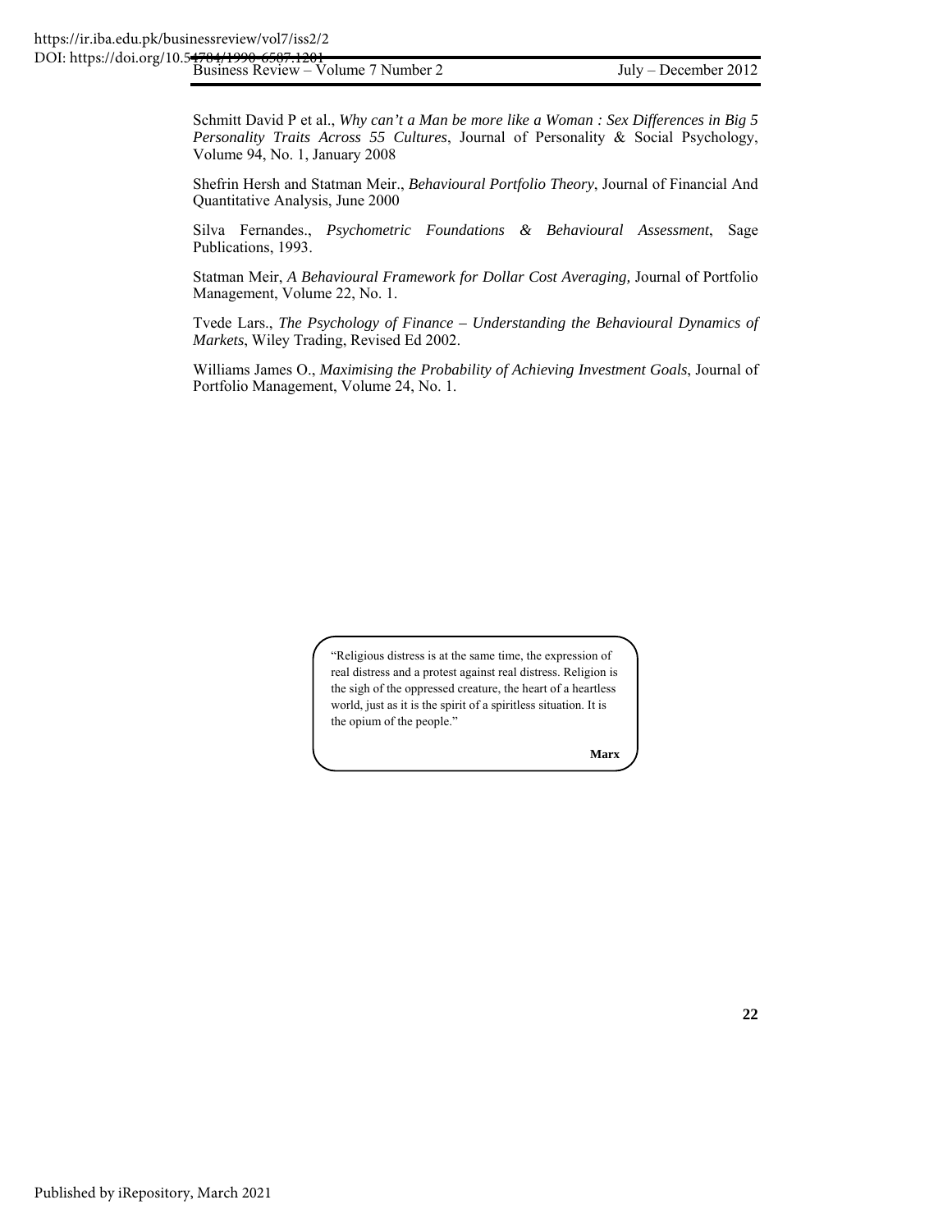Schmitt David P et al., *Why can't a Man be more like a Woman : Sex Differences in Big 5 Personality Traits Across 55 Cultures*, Journal of Personality & Social Psychology, Volume 94, No. 1, January 2008

Shefrin Hersh and Statman Meir., *Behavioural Portfolio Theory*, Journal of Financial And Quantitative Analysis, June 2000

Silva Fernandes., *Psychometric Foundations & Behavioural Assessment*, Sage Publications, 1993.

Statman Meir, *A Behavioural Framework for Dollar Cost Averaging,* Journal of Portfolio Management, Volume 22, No. 1.

Tvede Lars., *The Psychology of Finance – Understanding the Behavioural Dynamics of Markets*, Wiley Trading, Revised Ed 2002.

Williams James O., *Maximising the Probability of Achieving Investment Goals*, Journal of Portfolio Management, Volume 24, No. 1.

> "Religious distress is at the same time, the expression of real distress and a protest against real distress. Religion is the sigh of the oppressed creature, the heart of a heartless world, just as it is the spirit of a spiritless situation. It is the opium of the people."
>
> **Marx**